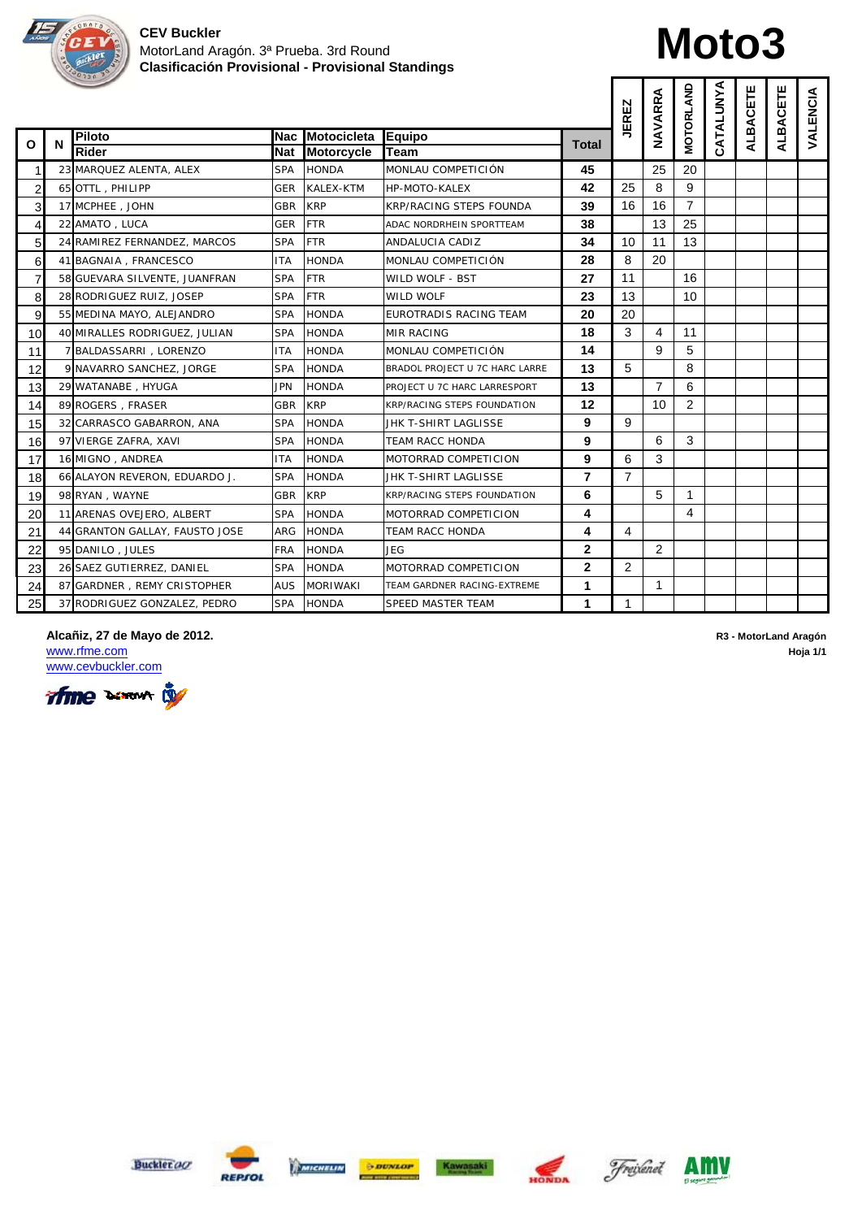**CEV Buckler**
MotorLand Aragón. 3ª Prueba. 3rd Round
**Clasificación Provisional - Provisional Standings**

# Moto3

| O | N | Piloto / Rider | Nac / Nat | Motocicleta / Motorcycle | Equipo / Team | Total | JEREZ | NAVARRA | MOTORLAND | CATALUNYA | ALBACETE | ALBACETE | VALENCIA |
|---|---|---|---|---|---|---|---|---|---|---|---|---|---|
| 1 | 23 | MARQUEZ ALENTA, ALEX | SPA | HONDA | MONLAU COMPETICIÓN | 45 | | 25 | 20 | | | | |
| 2 | 65 | OTTL , PHILIPP | GER | KALEX-KTM | HP-MOTO-KALEX | 42 | 25 | 8 | 9 | | | | |
| 3 | 17 | MCPHEE , JOHN | GBR | KRP | KRP/RACING STEPS FOUNDA | 39 | 16 | 16 | 7 | | | | |
| 4 | 22 | AMATO , LUCA | GER | FTR | ADAC NORDRHEIN SPORTTEAM | 38 | | 13 | 25 | | | | |
| 5 | 24 | RAMIREZ FERNANDEZ, MARCOS | SPA | FTR | ANDALUCIA CADIZ | 34 | 10 | 11 | 13 | | | | |
| 6 | 41 | BAGNAIA , FRANCESCO | ITA | HONDA | MONLAU COMPETICIÓN | 28 | 8 | 20 | | | | | |
| 7 | 58 | GUEVARA SILVENTE, JUANFRAN | SPA | FTR | WILD WOLF - BST | 27 | 11 | | 16 | | | | |
| 8 | 28 | RODRIGUEZ RUIZ, JOSEP | SPA | FTR | WILD WOLF | 23 | 13 | | 10 | | | | |
| 9 | 55 | MEDINA MAYO, ALEJANDRO | SPA | HONDA | EUROTRADIS RACING TEAM | 20 | 20 | | | | | | |
| 10 | 40 | MIRALLES RODRIGUEZ, JULIAN | SPA | HONDA | MIR RACING | 18 | 3 | 4 | 11 | | | | |
| 11 | 7 | BALDASSARRI , LORENZO | ITA | HONDA | MONLAU COMPETICIÓN | 14 | | 9 | 5 | | | | |
| 12 | 9 | NAVARRO SANCHEZ, JORGE | SPA | HONDA | BRADOL PROJECT U 7C HARC LARRE | 13 | 5 | | 8 | | | | |
| 13 | 29 | WATANABE , HYUGA | JPN | HONDA | PROJECT U 7C HARC LARRESPORT | 13 | | 7 | 6 | | | | |
| 14 | 89 | ROGERS , FRASER | GBR | KRP | KRP/RACING STEPS FOUNDATION | 12 | | 10 | 2 | | | | |
| 15 | 32 | CARRASCO GABARRON, ANA | SPA | HONDA | JHK T-SHIRT LAGLISSE | 9 | 9 | | | | | | |
| 16 | 97 | VIERGE ZAFRA, XAVI | SPA | HONDA | TEAM RACC HONDA | 9 | | 6 | 3 | | | | |
| 17 | 16 | MIGNO , ANDREA | ITA | HONDA | MOTORRAD COMPETICION | 9 | 6 | 3 | | | | | |
| 18 | 66 | ALAYON REVERON, EDUARDO J. | SPA | HONDA | JHK T-SHIRT LAGLISSE | 7 | 7 | | | | | | |
| 19 | 98 | RYAN , WAYNE | GBR | KRP | KRP/RACING STEPS FOUNDATION | 6 | | 5 | 1 | | | | |
| 20 | 11 | ARENAS OVEJERO, ALBERT | SPA | HONDA | MOTORRAD COMPETICION | 4 | | | 4 | | | | |
| 21 | 44 | GRANTON GALLAY, FAUSTO JOSE | ARG | HONDA | TEAM RACC HONDA | 4 | 4 | | | | | | |
| 22 | 95 | DANILO , JULES | FRA | HONDA | JEG | 2 | | 2 | | | | | |
| 23 | 26 | SAEZ GUTIERREZ, DANIEL | SPA | HONDA | MOTORRAD COMPETICION | 2 | 2 | | | | | | |
| 24 | 87 | GARDNER , REMY CRISTOPHER | AUS | MORIWAKI | TEAM GARDNER RACING-EXTREME | 1 | | 1 | | | | | |
| 25 | 37 | RODRIGUEZ GONZALEZ, PEDRO | SPA | HONDA | SPEED MASTER TEAM | 1 | 1 | | | | | | |

**Alcañiz, 27 de Mayo de 2012.**
www.rfme.com
www.cevbuckler.com

**R3 - MotorLand Aragón**
**Hoja 1/1**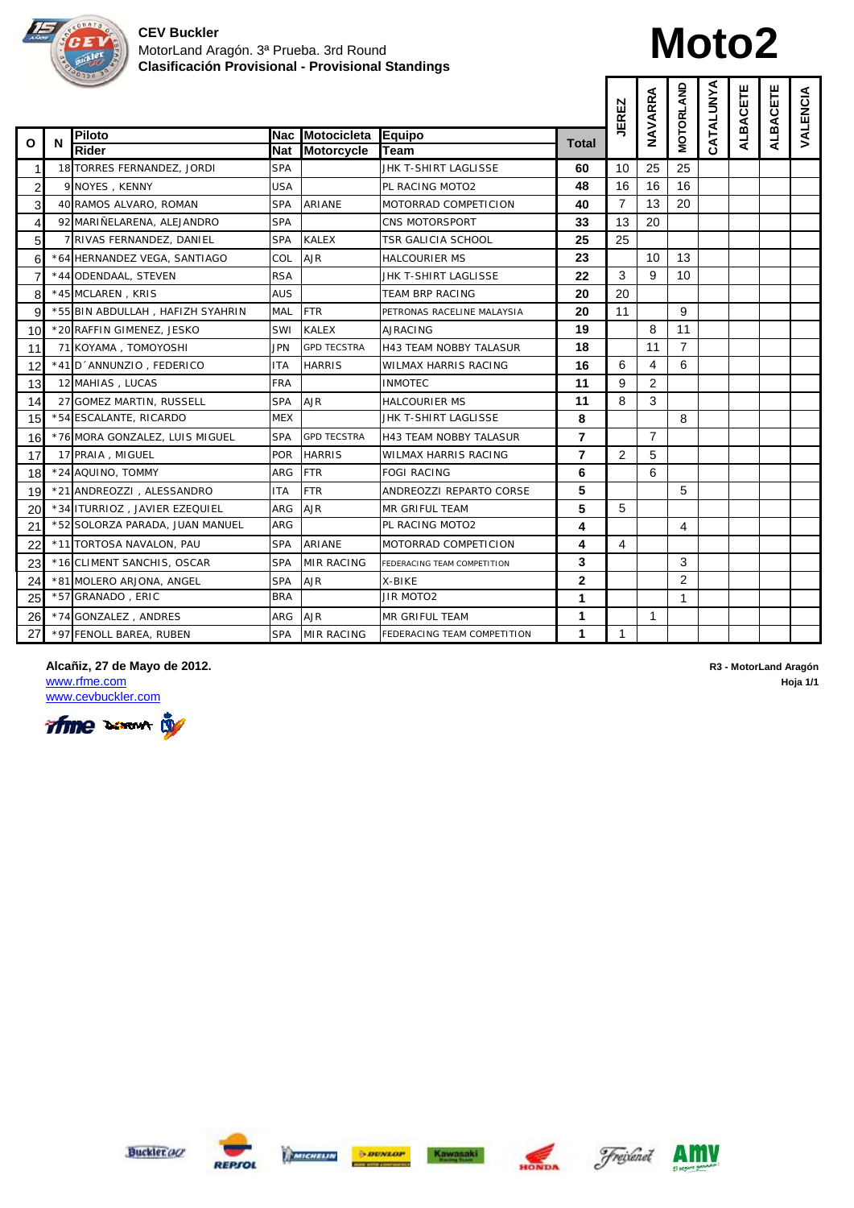**CEV Buckler**

MotorLand Aragón. 3ª Prueba. 3rd Round

**Clasificación Provisional - Provisional Standings**

# Moto2

| O | N | Piloto / Rider | Nac / Nat | Motocicleta / Motorcycle | Equipo / Team | Total | JEREZ | NAVARRA | MOTORLAND | CATALUNYA | ALBACETE | ALBACETE | VALENCIA |
|---|---|---|---|---|---|---|---|---|---|---|---|---|---|
| 1 | 18 | TORRES FERNANDEZ, JORDI | SPA | | JHK T-SHIRT LAGLISSE | 60 | 10 | 25 | 25 | | | | |
| 2 | 9 | NOYES , KENNY | USA | | PL RACING MOTO2 | 48 | 16 | 16 | 16 | | | | |
| 3 | 40 | RAMOS ALVARO, ROMAN | SPA | ARIANE | MOTORRAD COMPETICION | 40 | 7 | 13 | 20 | | | | |
| 4 | 92 | MARIÑELARENA, ALEJANDRO | SPA | | CNS MOTORSPORT | 33 | 13 | 20 | | | | | |
| 5 | 7 | RIVAS FERNANDEZ, DANIEL | SPA | KALEX | TSR GALICIA SCHOOL | 25 | 25 | | | | | | |
| 6 | *64 | HERNANDEZ VEGA, SANTIAGO | COL | AJR | HALCOURIER MS | 23 | | 10 | 13 | | | | |
| 7 | *44 | ODENDAAL, STEVEN | RSA | | JHK T-SHIRT LAGLISSE | 22 | 3 | 9 | 10 | | | | |
| 8 | *45 | MCLAREN , KRIS | AUS | | TEAM BRP RACING | 20 | 20 | | | | | | |
| 9 | *55 | BIN ABDULLAH , HAFIZH SYAHRIN | MAL | FTR | PETRONAS RACELINE MALAYSIA | 20 | 11 | | 9 | | | | |
| 10 | *20 | RAFFIN GIMENEZ, JESKO | SWI | KALEX | AJRACING | 19 | | 8 | 11 | | | | |
| 11 | 71 | KOYAMA , TOMOYOSHI | JPN | GPD TECSTRA | H43 TEAM NOBBY TALASUR | 18 | | 11 | 7 | | | | |
| 12 | *41 | D´ANNUNZIO , FEDERICO | ITA | HARRIS | WILMAX HARRIS RACING | 16 | 6 | 4 | 6 | | | | |
| 13 | 12 | MAHIAS , LUCAS | FRA | | INMOTEC | 11 | 9 | 2 | | | | | |
| 14 | 27 | GOMEZ MARTIN, RUSSELL | SPA | AJR | HALCOURIER MS | 11 | 8 | 3 | | | | | |
| 15 | *54 | ESCALANTE, RICARDO | MEX | | JHK T-SHIRT LAGLISSE | 8 | | | 8 | | | | |
| 16 | *76 | MORA GONZALEZ, LUIS MIGUEL | SPA | GPD TECSTRA | H43 TEAM NOBBY TALASUR | 7 | | 7 | | | | | |
| 17 | 17 | PRAIA , MIGUEL | POR | HARRIS | WILMAX HARRIS RACING | 7 | 2 | 5 | | | | | |
| 18 | *24 | AQUINO, TOMMY | ARG | FTR | FOGI RACING | 6 | | 6 | | | | | |
| 19 | *21 | ANDREOZZI , ALESSANDRO | ITA | FTR | ANDREOZZI REPARTO CORSE | 5 | | | 5 | | | | |
| 20 | *34 | ITURRIOZ , JAVIER EZEQUIEL | ARG | AJR | MR GRIFUL TEAM | 5 | 5 | | | | | | |
| 21 | *52 | SOLORZA PARADA, JUAN MANUEL | ARG | | PL RACING MOTO2 | 4 | | | 4 | | | | |
| 22 | *11 | TORTOSA NAVALON, PAU | SPA | ARIANE | MOTORRAD COMPETICION | 4 | 4 | | | | | | |
| 23 | *16 | CLIMENT SANCHIS, OSCAR | SPA | MIR RACING | FEDERACING TEAM COMPETITION | 3 | | | 3 | | | | |
| 24 | *81 | MOLERO ARJONA, ANGEL | SPA | AJR | X-BIKE | 2 | | | 2 | | | | |
| 25 | *57 | GRANADO , ERIC | BRA | | JIR MOTO2 | 1 | | | 1 | | | | |
| 26 | *74 | GONZALEZ , ANDRES | ARG | AJR | MR GRIFUL TEAM | 1 | | 1 | | | | | |
| 27 | *97 | FENOLL BAREA, RUBEN | SPA | MIR RACING | FEDERACING TEAM COMPETITION | 1 | 1 | | | | | | |

**Alcañiz, 27 de Mayo de 2012.**

www.rfme.com

www.cevbuckler.com

**R3 - MotorLand Aragón**

**Hoja 1/1**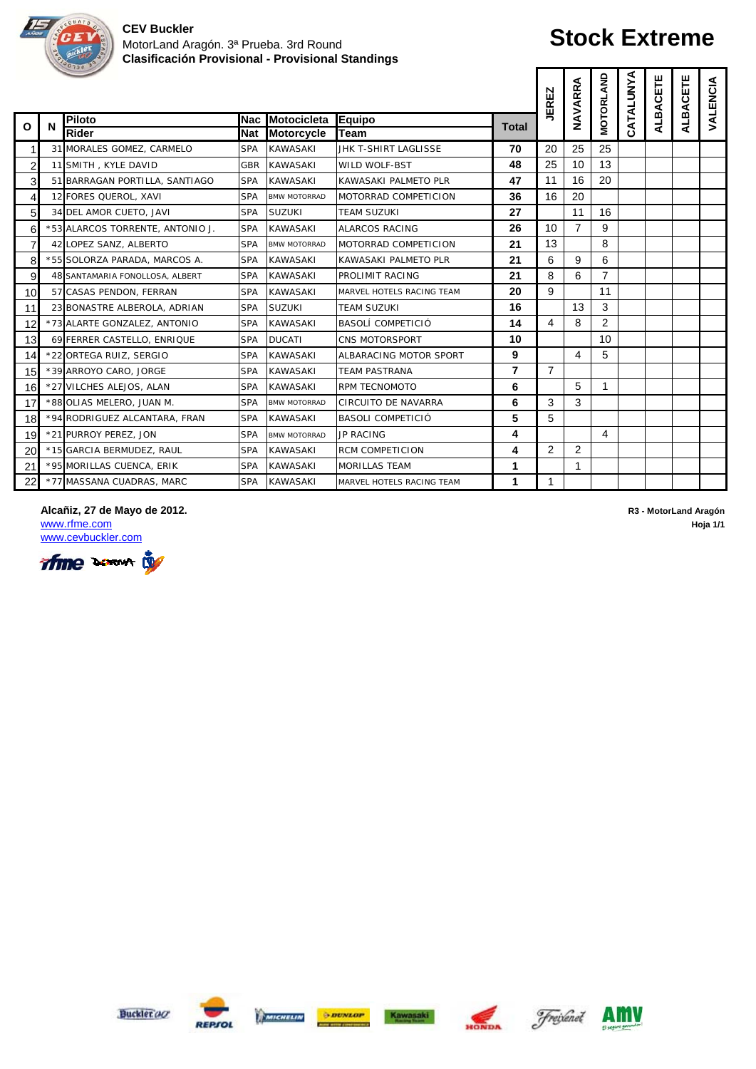**CEV Buckler**
MotorLand Aragón. 3ª Prueba. 3rd Round
**Clasificación Provisional - Provisional Standings**

# Stock Extreme

| O | N | Piloto / Rider | Nac / Nat | Motocicleta / Motorcycle | Equipo / Team | Total | JEREZ | NAVARRA | MOTORLAND | CATALUNYA | ALBACETE | ALBACETE | VALENCIA |
|---|---|---|---|---|---|---|---|---|---|---|---|---|---|
| 1 | 31 | MORALES GOMEZ, CARMELO | SPA | KAWASAKI | JHK T-SHIRT LAGLISSE | 70 | 20 | 25 | 25 | | | | |
| 2 | 11 | SMITH , KYLE DAVID | GBR | KAWASAKI | WILD WOLF-BST | 48 | 25 | 10 | 13 | | | | |
| 3 | 51 | BARRAGAN PORTILLA, SANTIAGO | SPA | KAWASAKI | KAWASAKI PALMETO PLR | 47 | 11 | 16 | 20 | | | | |
| 4 | 12 | FORES QUEROL, XAVI | SPA | BMW MOTORRAD | MOTORRAD COMPETICION | 36 | 16 | 20 | | | | | |
| 5 | 34 | DEL AMOR CUETO, JAVI | SPA | SUZUKI | TEAM SUZUKI | 27 | | 11 | 16 | | | | |
| 6 | *53 | ALARCOS TORRENTE, ANTONIO J. | SPA | KAWASAKI | ALARCOS RACING | 26 | 10 | 7 | 9 | | | | |
| 7 | 42 | LOPEZ SANZ, ALBERTO | SPA | BMW MOTORRAD | MOTORRAD COMPETICION | 21 | 13 | | 8 | | | | |
| 8 | *55 | SOLORZA PARADA, MARCOS A. | SPA | KAWASAKI | KAWASAKI PALMETO PLR | 21 | 6 | 9 | 6 | | | | |
| 9 | 48 | SANTAMARIA FONOLLOSA, ALBERT | SPA | KAWASAKI | PROLIMIT RACING | 21 | 8 | 6 | 7 | | | | |
| 10 | 57 | CASAS PENDON, FERRAN | SPA | KAWASAKI | MARVEL HOTELS RACING TEAM | 20 | 9 | | 11 | | | | |
| 11 | 23 | BONASTRE ALBEROLA, ADRIAN | SPA | SUZUKI | TEAM SUZUKI | 16 | | 13 | 3 | | | | |
| 12 | *73 | ALARTE GONZALEZ, ANTONIO | SPA | KAWASAKI | BASOLÍ COMPETICIÓ | 14 | 4 | 8 | 2 | | | | |
| 13 | 69 | FERRER CASTELLO, ENRIQUE | SPA | DUCATI | CNS MOTORSPORT | 10 | | | 10 | | | | |
| 14 | *22 | ORTEGA RUIZ, SERGIO | SPA | KAWASAKI | ALBARACING MOTOR SPORT | 9 | | 4 | 5 | | | | |
| 15 | *39 | ARROYO CARO, JORGE | SPA | KAWASAKI | TEAM PASTRANA | 7 | 7 | | | | | | |
| 16 | *27 | VILCHES ALEJOS, ALAN | SPA | KAWASAKI | RPM TECNOMOTO | 6 | | 5 | 1 | | | | |
| 17 | *88 | OLIAS MELERO, JUAN M. | SPA | BMW MOTORRAD | CIRCUITO DE NAVARRA | 6 | 3 | 3 | | | | | |
| 18 | *94 | RODRIGUEZ ALCANTARA, FRAN | SPA | KAWASAKI | BASOLI COMPETICIÓ | 5 | 5 | | | | | | |
| 19 | *21 | PURROY PEREZ, JON | SPA | BMW MOTORRAD | JP RACING | 4 | | | 4 | | | | |
| 20 | *15 | GARCIA BERMUDEZ, RAUL | SPA | KAWASAKI | RCM COMPETICION | 4 | 2 | 2 | | | | | |
| 21 | *95 | MORILLAS CUENCA, ERIK | SPA | KAWASAKI | MORILLAS TEAM | 1 | | 1 | | | | | |
| 22 | *77 | MASSANA CUADRAS, MARC | SPA | KAWASAKI | MARVEL HOTELS RACING TEAM | 1 | 1 | | | | | | |

**Alcañiz, 27 de Mayo de 2012.**
www.rfme.com
www.cevbuckler.com

**R3 - MotorLand Aragón**
**Hoja 1/1**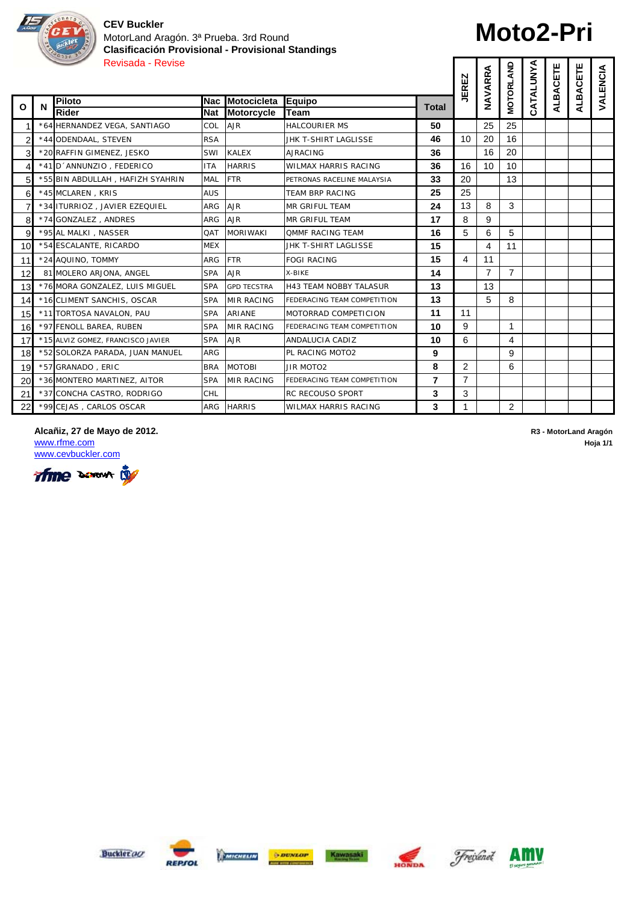**CEV Buckler**
MotorLand Aragón. 3ª Prueba. 3rd Round
**Clasificación Provisional - Provisional Standings**
Revisada - Revise

# Moto2-Pri

| O | N | Piloto / Rider | Nac / Nat | Motocicleta / Motorcycle | Equipo / Team | Total | JEREZ | NAVARRA | MOTORLAND | CATALUNYA | ALBACETE | ALBACETE | VALENCIA |
|---|---|---|---|---|---|---|---|---|---|---|---|---|---|
| 1 | *64 | HERNANDEZ VEGA, SANTIAGO | COL | AJR | HALCOURIER MS | 50 | | 25 | 25 | | | | |
| 2 | *44 | ODENDAAL, STEVEN | RSA | | JHK T-SHIRT LAGLISSE | 46 | 10 | 20 | 16 | | | | |
| 3 | *20 | RAFFIN GIMENEZ, JESKO | SWI | KALEX | AJRACING | 36 | | 16 | 20 | | | | |
| 4 | *41 | D´ANNUNZIO , FEDERICO | ITA | HARRIS | WILMAX HARRIS RACING | 36 | 16 | 10 | 10 | | | | |
| 5 | *55 | BIN ABDULLAH , HAFIZH SYAHRIN | MAL | FTR | PETRONAS RACELINE MALAYSIA | 33 | 20 | | 13 | | | | |
| 6 | *45 | MCLAREN , KRIS | AUS | | TEAM BRP RACING | 25 | 25 | | | | | | |
| 7 | *34 | ITURRIOZ , JAVIER EZEQUIEL | ARG | AJR | MR GRIFUL TEAM | 24 | 13 | 8 | 3 | | | | |
| 8 | *74 | GONZALEZ , ANDRES | ARG | AJR | MR GRIFUL TEAM | 17 | 8 | 9 | | | | | |
| 9 | *95 | AL MALKI , NASSER | QAT | MORIWAKI | QMMF RACING TEAM | 16 | 5 | 6 | 5 | | | | |
| 10 | *54 | ESCALANTE, RICARDO | MEX | | JHK T-SHIRT LAGLISSE | 15 | | 4 | 11 | | | | |
| 11 | *24 | AQUINO, TOMMY | ARG | FTR | FOGI RACING | 15 | 4 | 11 | | | | | |
| 12 | 81 | MOLERO ARJONA, ANGEL | SPA | AJR | X-BIKE | 14 | | 7 | 7 | | | | |
| 13 | *76 | MORA GONZALEZ, LUIS MIGUEL | SPA | GPD TECSTRA | H43 TEAM NOBBY TALASUR | 13 | | 13 | | | | | |
| 14 | *16 | CLIMENT SANCHIS, OSCAR | SPA | MIR RACING | FEDERACING TEAM COMPETITION | 13 | | 5 | 8 | | | | |
| 15 | *11 | TORTOSA NAVALON, PAU | SPA | ARIANE | MOTORRAD COMPETICION | 11 | 11 | | | | | | |
| 16 | *97 | FENOLL BAREA, RUBEN | SPA | MIR RACING | FEDERACING TEAM COMPETITION | 10 | 9 | | 1 | | | | |
| 17 | *15 | ALVIZ GOMEZ, FRANCISCO JAVIER | SPA | AJR | ANDALUCIA CADIZ | 10 | 6 | | 4 | | | | |
| 18 | *52 | SOLORZA PARADA, JUAN MANUEL | ARG | | PL RACING MOTO2 | 9 | | | 9 | | | | |
| 19 | *57 | GRANADO , ERIC | BRA | MOTOBI | JIR MOTO2 | 8 | 2 | | 6 | | | | |
| 20 | *36 | MONTERO MARTINEZ, AITOR | SPA | MIR RACING | FEDERACING TEAM COMPETITION | 7 | 7 | | | | | | |
| 21 | *37 | CONCHA CASTRO, RODRIGO | CHL | | RC RECOUSO SPORT | 3 | 3 | | | | | | |
| 22 | *99 | CEJAS , CARLOS OSCAR | ARG | HARRIS | WILMAX HARRIS RACING | 3 | 1 | | 2 | | | | |

**Alcañiz, 27 de Mayo de 2012.**
www.rfme.com
www.cevbuckler.com

**R3 - MotorLand Aragón**
**Hoja 1/1**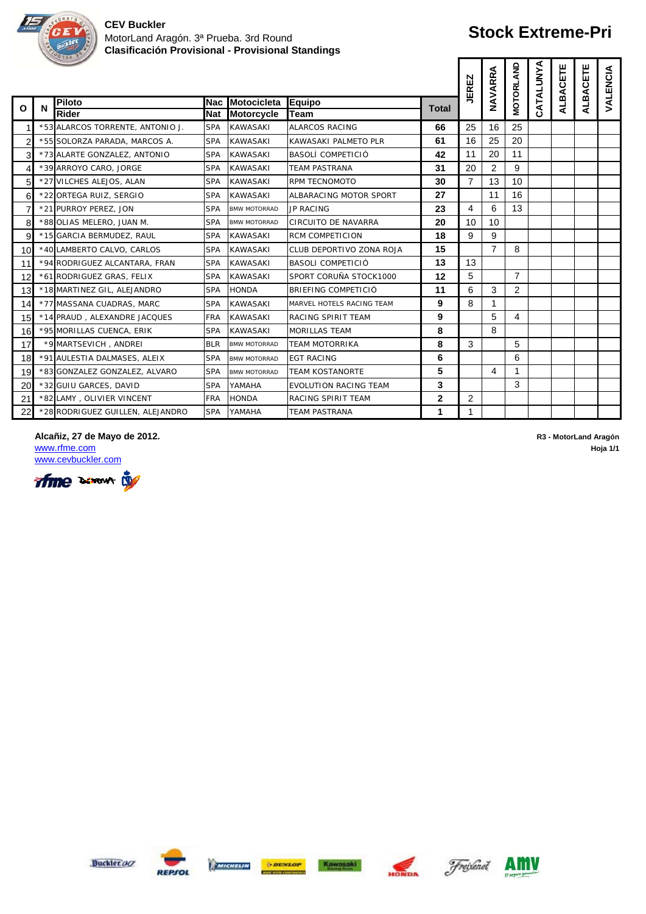**CEV Buckler**
MotorLand Aragón. 3ª Prueba. 3rd Round
**Clasificación Provisional - Provisional Standings**

# Stock Extreme-Pri

| O | N | Piloto / Rider | Nac / Nat | Motocicleta / Motorcycle | Equipo / Team | Total | JEREZ | NAVARRA | MOTORLAND | CATALUNYA | ALBACETE | ALBACETE | VALENCIA |
|---|---|---|---|---|---|---|---|---|---|---|---|---|---|
| 1 | *53 | ALARCOS TORRENTE, ANTONIO J. | SPA | KAWASAKI | ALARCOS RACING | 66 | 25 | 16 | 25 | | | | |
| 2 | *55 | SOLORZA PARADA, MARCOS A. | SPA | KAWASAKI | KAWASAKI PALMETO PLR | 61 | 16 | 25 | 20 | | | | |
| 3 | *73 | ALARTE GONZALEZ, ANTONIO | SPA | KAWASAKI | BASOLÍ COMPETICIÓ | 42 | 11 | 20 | 11 | | | | |
| 4 | *39 | ARROYO CARO, JORGE | SPA | KAWASAKI | TEAM PASTRANA | 31 | 20 | 2 | 9 | | | | |
| 5 | *27 | VILCHES ALEJOS, ALAN | SPA | KAWASAKI | RPM TECNOMOTO | 30 | 7 | 13 | 10 | | | | |
| 6 | *22 | ORTEGA RUIZ, SERGIO | SPA | KAWASAKI | ALBARACING MOTOR SPORT | 27 | | 11 | 16 | | | | |
| 7 | *21 | PURROY PEREZ, JON | SPA | BMW MOTORRAD | JP RACING | 23 | 4 | 6 | 13 | | | | |
| 8 | *88 | OLIAS MELERO, JUAN M. | SPA | BMW MOTORRAD | CIRCUITO DE NAVARRA | 20 | 10 | 10 | | | | | |
| 9 | *15 | GARCIA BERMUDEZ, RAUL | SPA | KAWASAKI | RCM COMPETICION | 18 | 9 | 9 | | | | | |
| 10 | *40 | LAMBERTO CALVO, CARLOS | SPA | KAWASAKI | CLUB DEPORTIVO ZONA ROJA | 15 | | 7 | 8 | | | | |
| 11 | *94 | RODRIGUEZ ALCANTARA, FRAN | SPA | KAWASAKI | BASOLI COMPETICIÓ | 13 | 13 | | | | | | |
| 12 | *61 | RODRIGUEZ GRAS, FELIX | SPA | KAWASAKI | SPORT CORUÑA STOCK1000 | 12 | 5 | | 7 | | | | |
| 13 | *18 | MARTINEZ GIL, ALEJANDRO | SPA | HONDA | BRIEFING COMPETICIÓ | 11 | 6 | 3 | 2 | | | | |
| 14 | *77 | MASSANA CUADRAS, MARC | SPA | KAWASAKI | MARVEL HOTELS RACING TEAM | 9 | 8 | 1 | | | | | |
| 15 | *14 | PRAUD , ALEXANDRE JACQUES | FRA | KAWASAKI | RACING SPIRIT TEAM | 9 | | 5 | 4 | | | | |
| 16 | *95 | MORILLAS CUENCA, ERIK | SPA | KAWASAKI | MORILLAS TEAM | 8 | | 8 | | | | | |
| 17 | *9 | MARTSEVICH , ANDREI | BLR | BMW MOTORRAD | TEAM MOTORRIKA | 8 | 3 | | 5 | | | | |
| 18 | *91 | AULESTIA DALMASES, ALEIX | SPA | BMW MOTORRAD | EGT RACING | 6 | | | 6 | | | | |
| 19 | *83 | GONZALEZ GONZALEZ, ALVARO | SPA | BMW MOTORRAD | TEAM KOSTANORTE | 5 | | 4 | 1 | | | | |
| 20 | *32 | GUIU GARCES, DAVID | SPA | YAMAHA | EVOLUTION RACING TEAM | 3 | | | 3 | | | | |
| 21 | *82 | LAMY , OLIVIER VINCENT | FRA | HONDA | RACING SPIRIT TEAM | 2 | 2 | | | | | | |
| 22 | *28 | RODRIGUEZ GUILLEN, ALEJANDRO | SPA | YAMAHA | TEAM PASTRANA | 1 | 1 | | | | | | |

**Alcañiz, 27 de Mayo de 2012.**
www.rfme.com
www.cevbuckler.com

**R3 - MotorLand Aragón**
**Hoja 1/1**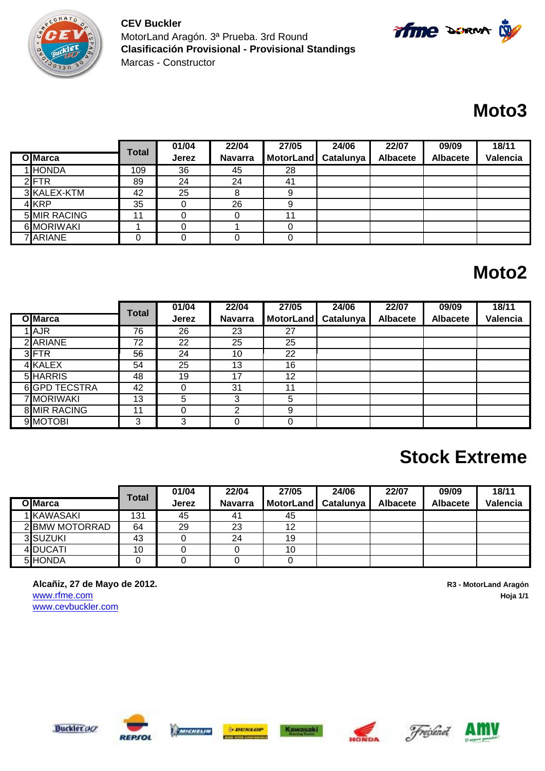**CEV Buckler**
MotorLand Aragón. 3ª Prueba. 3rd Round
**Clasificación Provisional - Provisional Standings**
Marcas - Constructor

# Moto3

| O | Marca | Total | 01/04 Jerez | 22/04 Navarra | 27/05 MotorLand | 24/06 Catalunya | 22/07 Albacete | 09/09 Albacete | 18/11 Valencia |
|---|---|---|---|---|---|---|---|---|---|
| 1 | HONDA | 109 | 36 | 45 | 28 | | | | |
| 2 | FTR | 89 | 24 | 24 | 41 | | | | |
| 3 | KALEX-KTM | 42 | 25 | 8 | 9 | | | | |
| 4 | KRP | 35 | 0 | 26 | 9 | | | | |
| 5 | MIR RACING | 11 | 0 | 0 | 11 | | | | |
| 6 | MORIWAKI | 1 | 0 | 1 | 0 | | | | |
| 7 | ARIANE | 0 | 0 | 0 | 0 | | | | |

# Moto2

| O | Marca | Total | 01/04 Jerez | 22/04 Navarra | 27/05 MotorLand | 24/06 Catalunya | 22/07 Albacete | 09/09 Albacete | 18/11 Valencia |
|---|---|---|---|---|---|---|---|---|---|
| 1 | AJR | 76 | 26 | 23 | 27 | | | | |
| 2 | ARIANE | 72 | 22 | 25 | 25 | | | | |
| 3 | FTR | 56 | 24 | 10 | 22 | | | | |
| 4 | KALEX | 54 | 25 | 13 | 16 | | | | |
| 5 | HARRIS | 48 | 19 | 17 | 12 | | | | |
| 6 | GPD TECSTRA | 42 | 0 | 31 | 11 | | | | |
| 7 | MORIWAKI | 13 | 5 | 3 | 5 | | | | |
| 8 | MIR RACING | 11 | 0 | 2 | 9 | | | | |
| 9 | MOTOBI | 3 | 3 | 0 | 0 | | | | |

# Stock Extreme

| O | Marca | Total | 01/04 Jerez | 22/04 Navarra | 27/05 MotorLand | 24/06 Catalunya | 22/07 Albacete | 09/09 Albacete | 18/11 Valencia |
|---|---|---|---|---|---|---|---|---|---|
| 1 | KAWASAKI | 131 | 45 | 41 | 45 | | | | |
| 2 | BMW MOTORRAD | 64 | 29 | 23 | 12 | | | | |
| 3 | SUZUKI | 43 | 0 | 24 | 19 | | | | |
| 4 | DUCATI | 10 | 0 | 0 | 10 | | | | |
| 5 | HONDA | 0 | 0 | 0 | 0 | | | | |

**Alcañiz, 27 de Mayo de 2012.**
www.rfme.com
www.cevbuckler.com

**R3 - MotorLand Aragón**
**Hoja 1/1**